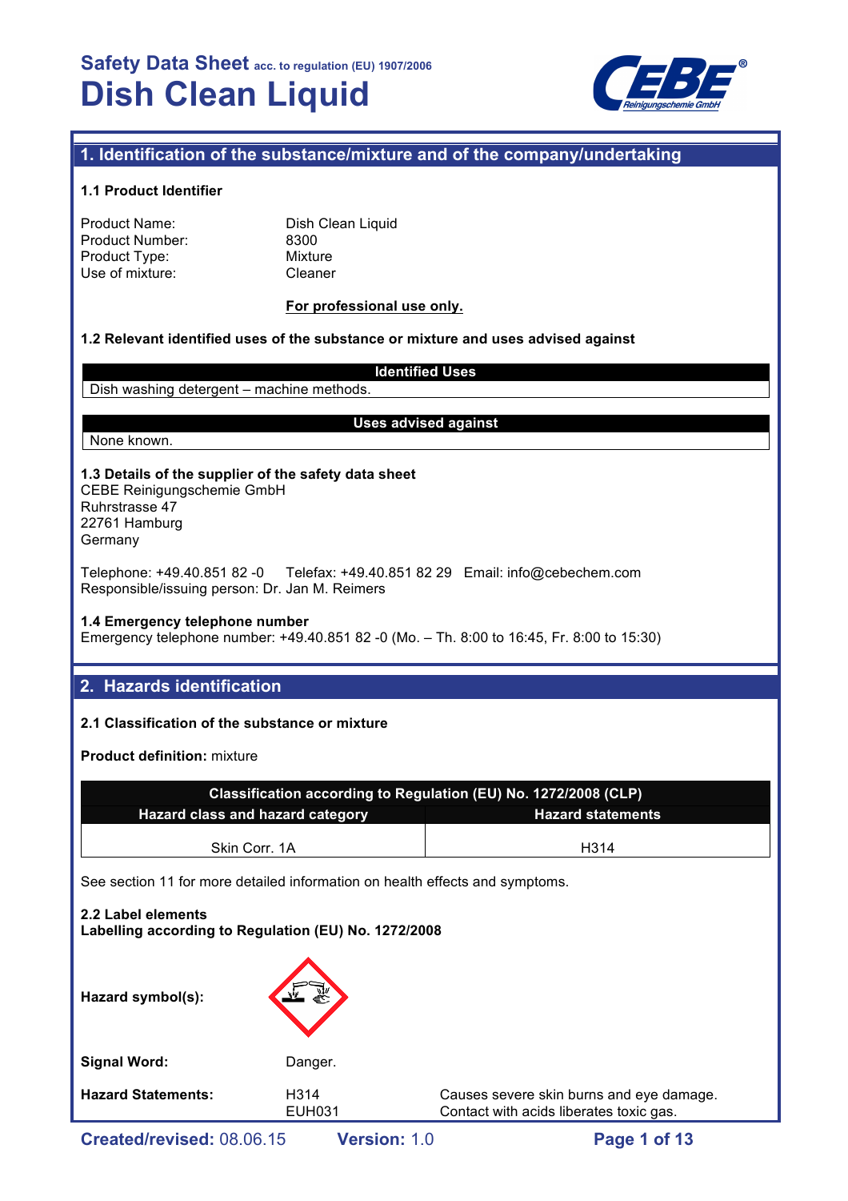# Safety Data Sheet acc. to regulation (EU) 1907/2006

# Dish Clean Liquid

## 1. Identification of the substance/mixture and of the company/undertaking

### 1.1 Product Identifier

| | |
|---|---|
| Product Name: | Dish Clean Liquid |
| Product Number: | 8300 |
| Product Type: | Mixture |
| Use of mixture: | Cleaner |

**For professional use only.**

### 1.2 Relevant identified uses of the substance or mixture and uses advised against

| Identified Uses |
|---|
| Dish washing detergent – machine methods. |

| Uses advised against |
|---|
| None known. |

### 1.3 Details of the supplier of the safety data sheet

CEBE Reinigungschemie GmbH
Ruhrstrasse 47
22761 Hamburg
Germany

Telephone: +49.40.851 82 -0 Telefax: +49.40.851 82 29 Email: info@cebechem.com
Responsible/issuing person: Dr. Jan M. Reimers

### 1.4 Emergency telephone number

Emergency telephone number: +49.40.851 82 -0 (Mo. – Th. 8:00 to 16:45, Fr. 8:00 to 15:30)

## 2. Hazards identification

### 2.1 Classification of the substance or mixture

**Product definition:** mixture

| Classification according to Regulation (EU) No. 1272/2008 (CLP) | |
|---|---|
| **Hazard class and hazard category** | **Hazard statements** |
| Skin Corr. 1A | H314 |

See section 11 for more detailed information on health effects and symptoms.

### 2.2 Label elements

**Labelling according to Regulation (EU) No. 1272/2008**

**Hazard symbol(s):**

**Signal Word:** Danger.

| **Hazard Statements:** | H314 | Causes severe skin burns and eye damage. |
|---|---|---|
| | EUH031 | Contact with acids liberates toxic gas. |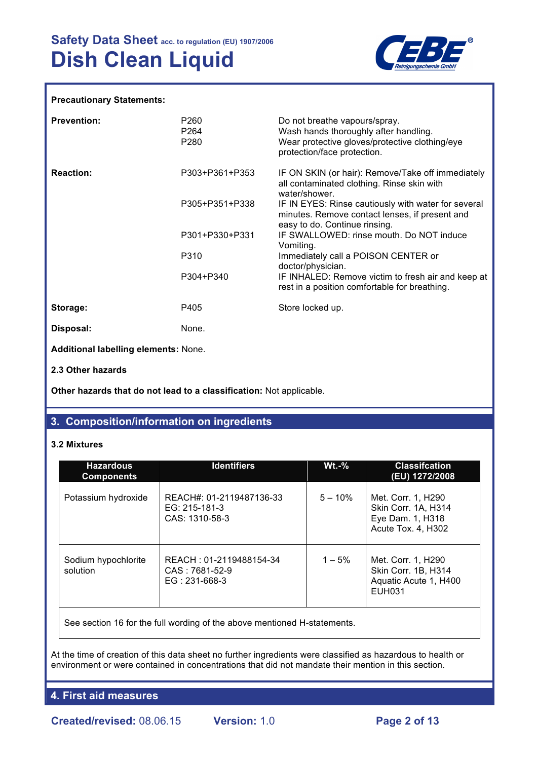**Precautionary Statements:**

| | | |
|---|---|---|
| **Prevention:** | P260<br>P264<br>P280 | Do not breathe vapours/spray.<br>Wash hands thoroughly after handling.<br>Wear protective gloves/protective clothing/eye protection/face protection. |
| **Reaction:** | P303+P361+P353 | IF ON SKIN (or hair): Remove/Take off immediately all contaminated clothing. Rinse skin with water/shower. |
| | P305+P351+P338 | IF IN EYES: Rinse cautiously with water for several minutes. Remove contact lenses, if present and easy to do. Continue rinsing. |
| | P301+P330+P331 | IF SWALLOWED: rinse mouth. Do NOT induce Vomiting. |
| | P310 | Immediately call a POISON CENTER or doctor/physician. |
| | P304+P340 | IF INHALED: Remove victim to fresh air and keep at rest in a position comfortable for breathing. |
| **Storage:** | P405 | Store locked up. |
| **Disposal:** | None. | |

**Additional labelling elements:** None.

**2.3 Other hazards**

**Other hazards that do not lead to a classification:** Not applicable.

## 3. Composition/information on ingredients

### 3.2 Mixtures

| Hazardous Components | Identifiers | Wt.-% | Classifcation (EU) 1272/2008 |
|---|---|---|---|
| Potassium hydroxide | REACH#: 01-2119487136-33<br>EG: 215-181-3<br>CAS: 1310-58-3 | 5 – 10% | Met. Corr. 1, H290<br>Skin Corr. 1A, H314<br>Eye Dam. 1, H318<br>Acute Tox. 4, H302 |
| Sodium hypochlorite solution | REACH : 01-2119488154-34<br>CAS : 7681-52-9<br>EG : 231-668-3 | 1 – 5% | Met. Corr. 1, H290<br>Skin Corr. 1B, H314<br>Aquatic Acute 1, H400<br>EUH031 |
| See section 16 for the full wording of the above mentioned H-statements. | | | |

At the time of creation of this data sheet no further ingredients were classified as hazardous to health or environment or were contained in concentrations that did not mandate their mention in this section.

## 4. First aid measures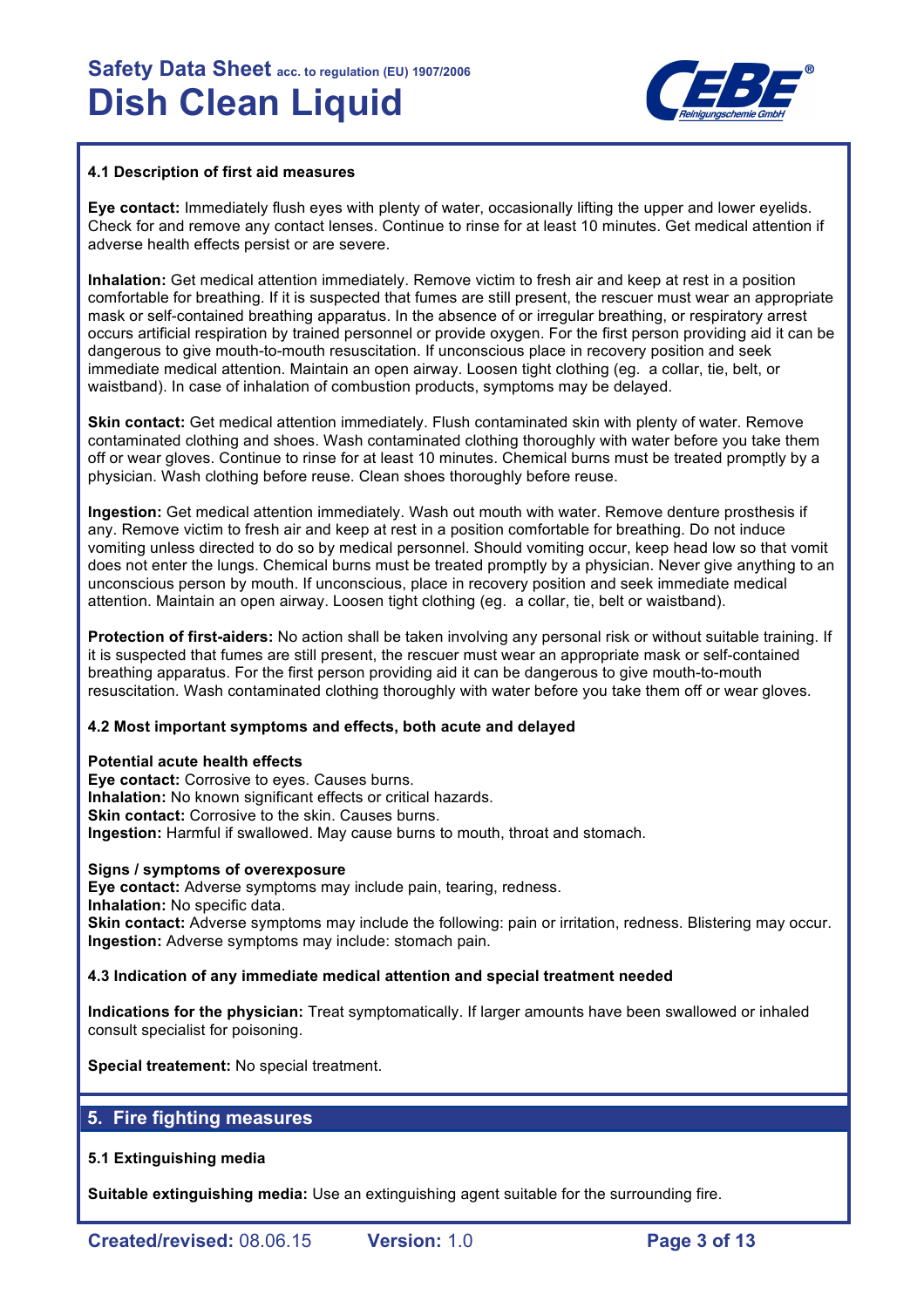### 4.1 Description of first aid measures

**Eye contact:** Immediately flush eyes with plenty of water, occasionally lifting the upper and lower eyelids. Check for and remove any contact lenses. Continue to rinse for at least 10 minutes. Get medical attention if adverse health effects persist or are severe.

**Inhalation:** Get medical attention immediately. Remove victim to fresh air and keep at rest in a position comfortable for breathing. If it is suspected that fumes are still present, the rescuer must wear an appropriate mask or self-contained breathing apparatus. In the absence of or irregular breathing, or respiratory arrest occurs artificial respiration by trained personnel or provide oxygen. For the first person providing aid it can be dangerous to give mouth-to-mouth resuscitation. If unconscious place in recovery position and seek immediate medical attention. Maintain an open airway. Loosen tight clothing (eg. a collar, tie, belt, or waistband). In case of inhalation of combustion products, symptoms may be delayed.

**Skin contact:** Get medical attention immediately. Flush contaminated skin with plenty of water. Remove contaminated clothing and shoes. Wash contaminated clothing thoroughly with water before you take them off or wear gloves. Continue to rinse for at least 10 minutes. Chemical burns must be treated promptly by a physician. Wash clothing before reuse. Clean shoes thoroughly before reuse.

**Ingestion:** Get medical attention immediately. Wash out mouth with water. Remove denture prosthesis if any. Remove victim to fresh air and keep at rest in a position comfortable for breathing. Do not induce vomiting unless directed to do so by medical personnel. Should vomiting occur, keep head low so that vomit does not enter the lungs. Chemical burns must be treated promptly by a physician. Never give anything to an unconscious person by mouth. If unconscious, place in recovery position and seek immediate medical attention. Maintain an open airway. Loosen tight clothing (eg. a collar, tie, belt or waistband).

**Protection of first-aiders:** No action shall be taken involving any personal risk or without suitable training. If it is suspected that fumes are still present, the rescuer must wear an appropriate mask or self-contained breathing apparatus. For the first person providing aid it can be dangerous to give mouth-to-mouth resuscitation. Wash contaminated clothing thoroughly with water before you take them off or wear gloves.

### 4.2 Most important symptoms and effects, both acute and delayed

**Potential acute health effects**
**Eye contact:** Corrosive to eyes. Causes burns.
**Inhalation:** No known significant effects or critical hazards.
**Skin contact:** Corrosive to the skin. Causes burns.
**Ingestion:** Harmful if swallowed. May cause burns to mouth, throat and stomach.

**Signs / symptoms of overexposure**
**Eye contact:** Adverse symptoms may include pain, tearing, redness.
**Inhalation:** No specific data.
**Skin contact:** Adverse symptoms may include the following: pain or irritation, redness. Blistering may occur.
**Ingestion:** Adverse symptoms may include: stomach pain.

### 4.3 Indication of any immediate medical attention and special treatment needed

**Indications for the physician:** Treat symptomatically. If larger amounts have been swallowed or inhaled consult specialist for poisoning.

**Special treatement:** No special treatment.

## 5. Fire fighting measures

### 5.1 Extinguishing media

**Suitable extinguishing media:** Use an extinguishing agent suitable for the surrounding fire.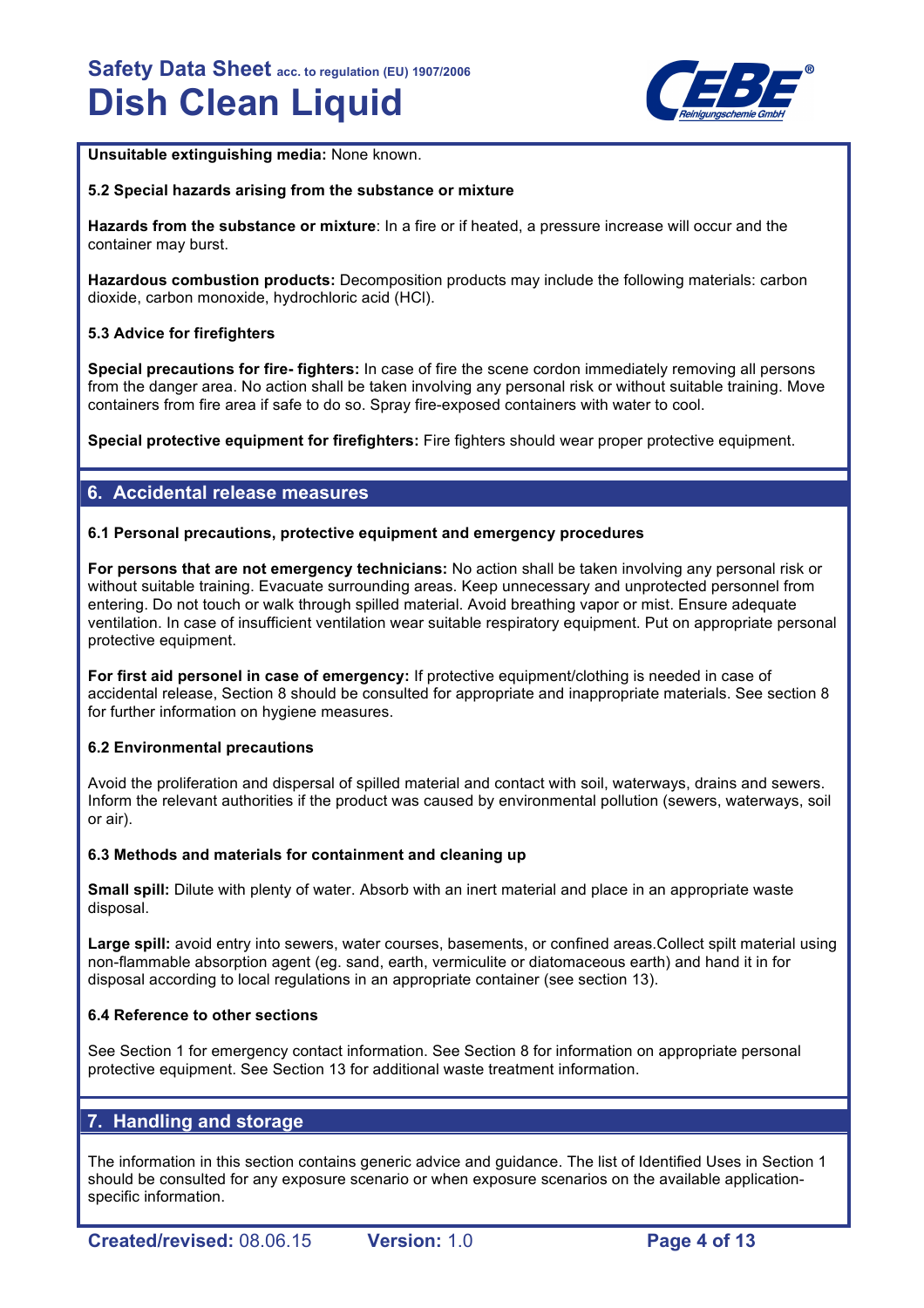**Unsuitable extinguishing media:** None known.

**5.2 Special hazards arising from the substance or mixture**

**Hazards from the substance or mixture**: In a fire or if heated, a pressure increase will occur and the container may burst.

**Hazardous combustion products:** Decomposition products may include the following materials: carbon dioxide, carbon monoxide, hydrochloric acid (HCl).

**5.3 Advice for firefighters**

**Special precautions for fire- fighters:** In case of fire the scene cordon immediately removing all persons from the danger area. No action shall be taken involving any personal risk or without suitable training. Move containers from fire area if safe to do so. Spray fire-exposed containers with water to cool.

**Special protective equipment for firefighters:** Fire fighters should wear proper protective equipment.

## 6. Accidental release measures

**6.1 Personal precautions, protective equipment and emergency procedures**

**For persons that are not emergency technicians:** No action shall be taken involving any personal risk or without suitable training. Evacuate surrounding areas. Keep unnecessary and unprotected personnel from entering. Do not touch or walk through spilled material. Avoid breathing vapor or mist. Ensure adequate ventilation. In case of insufficient ventilation wear suitable respiratory equipment. Put on appropriate personal protective equipment.

**For first aid personel in case of emergency:** If protective equipment/clothing is needed in case of accidental release, Section 8 should be consulted for appropriate and inappropriate materials. See section 8 for further information on hygiene measures.

**6.2 Environmental precautions**

Avoid the proliferation and dispersal of spilled material and contact with soil, waterways, drains and sewers. Inform the relevant authorities if the product was caused by environmental pollution (sewers, waterways, soil or air).

**6.3 Methods and materials for containment and cleaning up**

**Small spill:** Dilute with plenty of water. Absorb with an inert material and place in an appropriate waste disposal.

**Large spill:** avoid entry into sewers, water courses, basements, or confined areas.Collect spilt material using non-flammable absorption agent (eg. sand, earth, vermiculite or diatomaceous earth) and hand it in for disposal according to local regulations in an appropriate container (see section 13).

**6.4 Reference to other sections**

See Section 1 for emergency contact information. See Section 8 for information on appropriate personal protective equipment. See Section 13 for additional waste treatment information.

## 7. Handling and storage

The information in this section contains generic advice and guidance. The list of Identified Uses in Section 1 should be consulted for any exposure scenario or when exposure scenarios on the available application-specific information.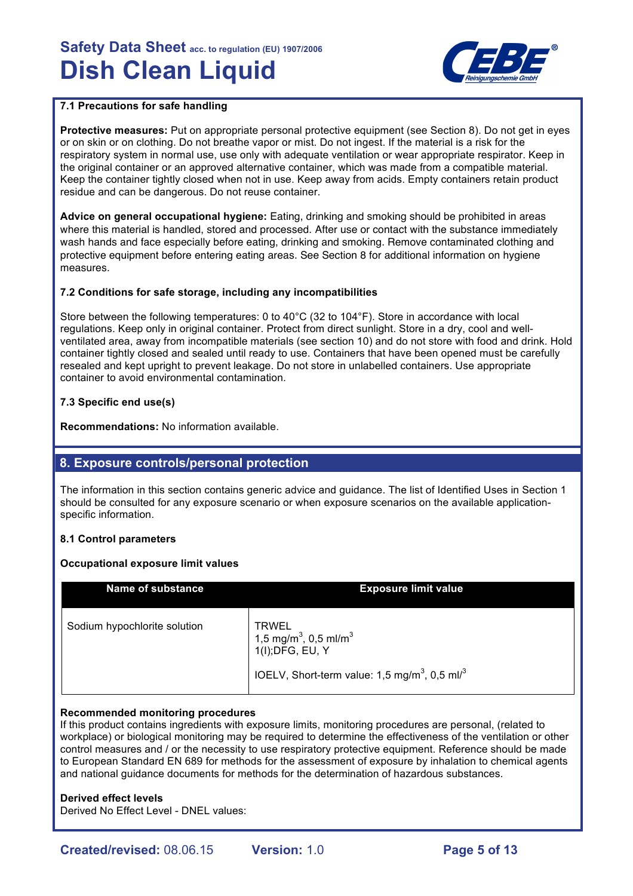### 7.1 Precautions for safe handling

**Protective measures:** Put on appropriate personal protective equipment (see Section 8). Do not get in eyes or on skin or on clothing. Do not breathe vapor or mist. Do not ingest. If the material is a risk for the respiratory system in normal use, use only with adequate ventilation or wear appropriate respirator. Keep in the original container or an approved alternative container, which was made from a compatible material. Keep the container tightly closed when not in use. Keep away from acids. Empty containers retain product residue and can be dangerous. Do not reuse container.

**Advice on general occupational hygiene:** Eating, drinking and smoking should be prohibited in areas where this material is handled, stored and processed. After use or contact with the substance immediately wash hands and face especially before eating, drinking and smoking. Remove contaminated clothing and protective equipment before entering eating areas. See Section 8 for additional information on hygiene measures.

### 7.2 Conditions for safe storage, including any incompatibilities

Store between the following temperatures: 0 to 40°C (32 to 104°F). Store in accordance with local regulations. Keep only in original container. Protect from direct sunlight. Store in a dry, cool and well-ventilated area, away from incompatible materials (see section 10) and do not store with food and drink. Hold container tightly closed and sealed until ready to use. Containers that have been opened must be carefully resealed and kept upright to prevent leakage. Do not store in unlabelled containers. Use appropriate container to avoid environmental contamination.

### 7.3 Specific end use(s)

**Recommendations:** No information available.

## 8. Exposure controls/personal protection

The information in this section contains generic advice and guidance. The list of Identified Uses in Section 1 should be consulted for any exposure scenario or when exposure scenarios on the available application-specific information.

### 8.1 Control parameters

**Occupational exposure limit values**

| Name of substance | Exposure limit value |
|---|---|
| Sodium hypochlorite solution | TRWEL<br>1,5 mg/m$^3$, 0,5 ml/m$^3$<br>1(I);DFG, EU, Y<br><br>IOELV, Short-term value: 1,5 mg/m$^3$, 0,5 ml/$^3$ |

**Recommended monitoring procedures**
If this product contains ingredients with exposure limits, monitoring procedures are personal, (related to workplace) or biological monitoring may be required to determine the effectiveness of the ventilation or other control measures and / or the necessity to use respiratory protective equipment. Reference should be made to European Standard EN 689 for methods for the assessment of exposure by inhalation to chemical agents and national guidance documents for methods for the determination of hazardous substances.

**Derived effect levels**
Derived No Effect Level - DNEL values: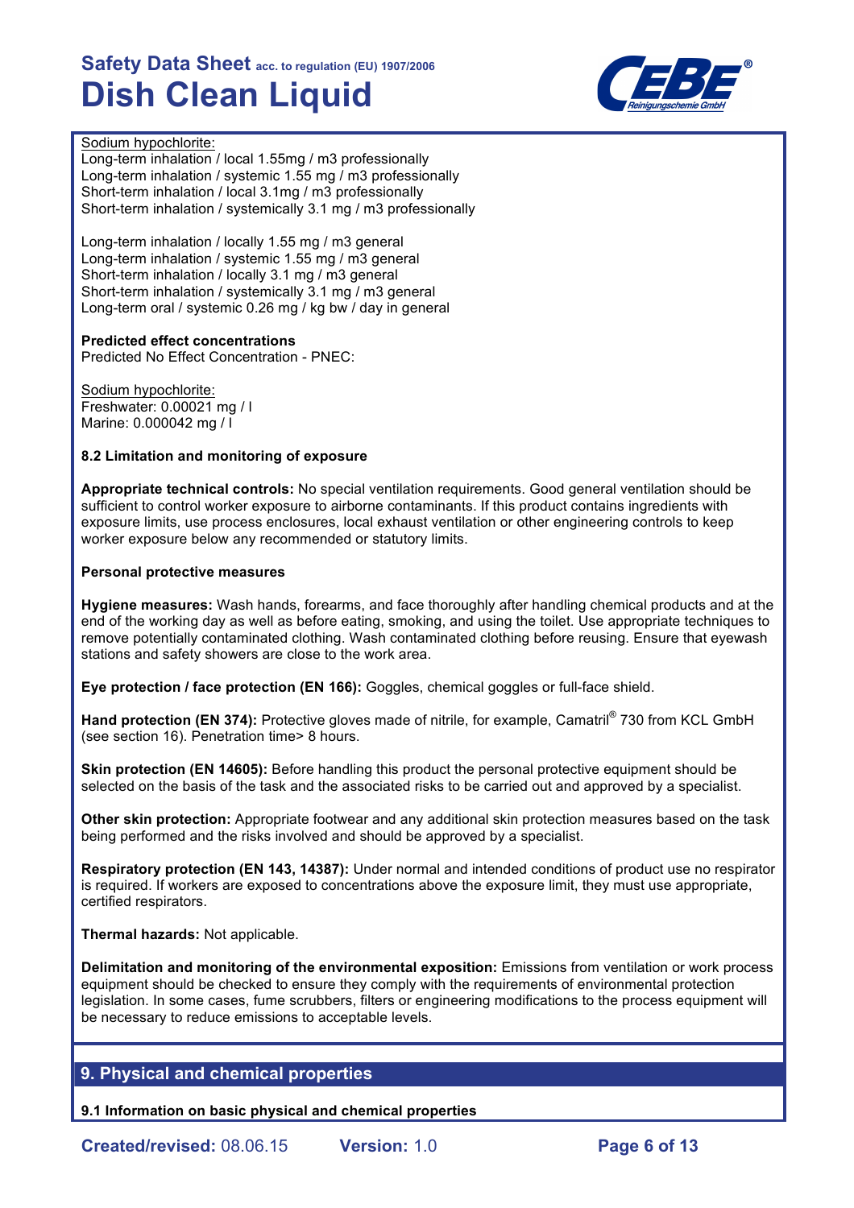Sodium hypochlorite:
Long-term inhalation / local 1.55mg / m3 professionally
Long-term inhalation / systemic 1.55 mg / m3 professionally
Short-term inhalation / local 3.1mg / m3 professionally
Short-term inhalation / systemically 3.1 mg / m3 professionally

Long-term inhalation / locally 1.55 mg / m3 general
Long-term inhalation / systemic 1.55 mg / m3 general
Short-term inhalation / locally 3.1 mg / m3 general
Short-term inhalation / systemically 3.1 mg / m3 general
Long-term oral / systemic 0.26 mg / kg bw / day in general

**Predicted effect concentrations**
Predicted No Effect Concentration - PNEC:

Sodium hypochlorite:
Freshwater: 0.00021 mg / l
Marine: 0.000042 mg / l

**8.2 Limitation and monitoring of exposure**

**Appropriate technical controls:** No special ventilation requirements. Good general ventilation should be sufficient to control worker exposure to airborne contaminants. If this product contains ingredients with exposure limits, use process enclosures, local exhaust ventilation or other engineering controls to keep worker exposure below any recommended or statutory limits.

**Personal protective measures**

**Hygiene measures:** Wash hands, forearms, and face thoroughly after handling chemical products and at the end of the working day as well as before eating, smoking, and using the toilet. Use appropriate techniques to remove potentially contaminated clothing. Wash contaminated clothing before reusing. Ensure that eyewash stations and safety showers are close to the work area.

**Eye protection / face protection (EN 166):** Goggles, chemical goggles or full-face shield.

**Hand protection (EN 374):** Protective gloves made of nitrile, for example, Camatril® 730 from KCL GmbH (see section 16). Penetration time> 8 hours.

**Skin protection (EN 14605):** Before handling this product the personal protective equipment should be selected on the basis of the task and the associated risks to be carried out and approved by a specialist.

**Other skin protection:** Appropriate footwear and any additional skin protection measures based on the task being performed and the risks involved and should be approved by a specialist.

**Respiratory protection (EN 143, 14387):** Under normal and intended conditions of product use no respirator is required. If workers are exposed to concentrations above the exposure limit, they must use appropriate, certified respirators.

**Thermal hazards:** Not applicable.

**Delimitation and monitoring of the environmental exposition:** Emissions from ventilation or work process equipment should be checked to ensure they comply with the requirements of environmental protection legislation. In some cases, fume scrubbers, filters or engineering modifications to the process equipment will be necessary to reduce emissions to acceptable levels.

## 9. Physical and chemical properties

**9.1 Information on basic physical and chemical properties**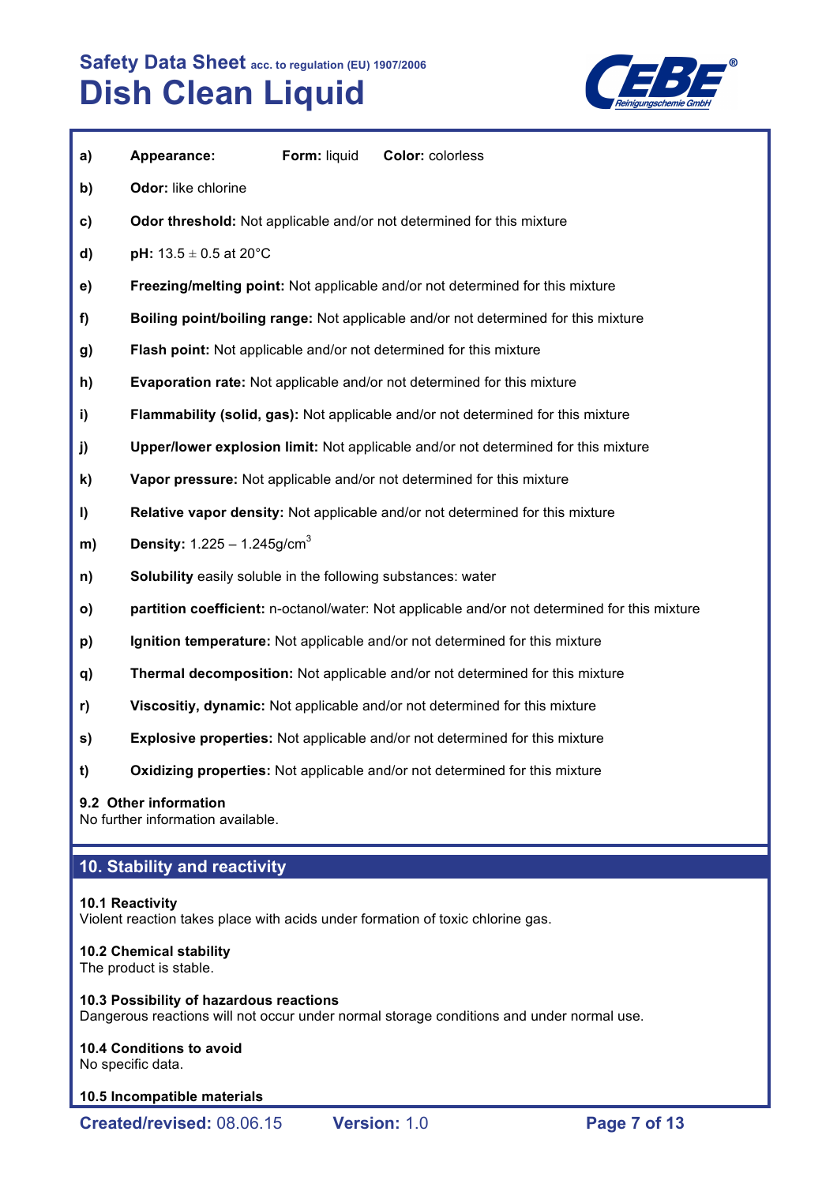- **a)** **Appearance:** **Form:** liquid **Color:** colorless
- **b)** **Odor:** like chlorine
- **c)** **Odor threshold:** Not applicable and/or not determined for this mixture
- **d)** **pH:** 13.5 ± 0.5 at 20°C
- **e)** **Freezing/melting point:** Not applicable and/or not determined for this mixture
- **f)** **Boiling point/boiling range:** Not applicable and/or not determined for this mixture
- **g)** **Flash point:** Not applicable and/or not determined for this mixture
- **h)** **Evaporation rate:** Not applicable and/or not determined for this mixture
- **i)** **Flammability (solid, gas):** Not applicable and/or not determined for this mixture
- **j)** **Upper/lower explosion limit:** Not applicable and/or not determined for this mixture
- **k)** **Vapor pressure:** Not applicable and/or not determined for this mixture
- **l)** **Relative vapor density:** Not applicable and/or not determined for this mixture
- **m)** **Density:** 1.225 – 1.245g/cm$^3$
- **n)** **Solubility** easily soluble in the following substances: water
- **o)** **partition coefficient:** n-octanol/water: Not applicable and/or not determined for this mixture
- **p)** **Ignition temperature:** Not applicable and/or not determined for this mixture
- **q)** **Thermal decomposition:** Not applicable and/or not determined for this mixture
- **r)** **Viscositiy, dynamic:** Not applicable and/or not determined for this mixture
- **s)** **Explosive properties:** Not applicable and/or not determined for this mixture
- **t)** **Oxidizing properties:** Not applicable and/or not determined for this mixture

### 9.2 Other information

No further information available.

## 10. Stability and reactivity

### 10.1 Reactivity

Violent reaction takes place with acids under formation of toxic chlorine gas.

### 10.2 Chemical stability

The product is stable.

### 10.3 Possibility of hazardous reactions

Dangerous reactions will not occur under normal storage conditions and under normal use.

### 10.4 Conditions to avoid

No specific data.

### 10.5 Incompatible materials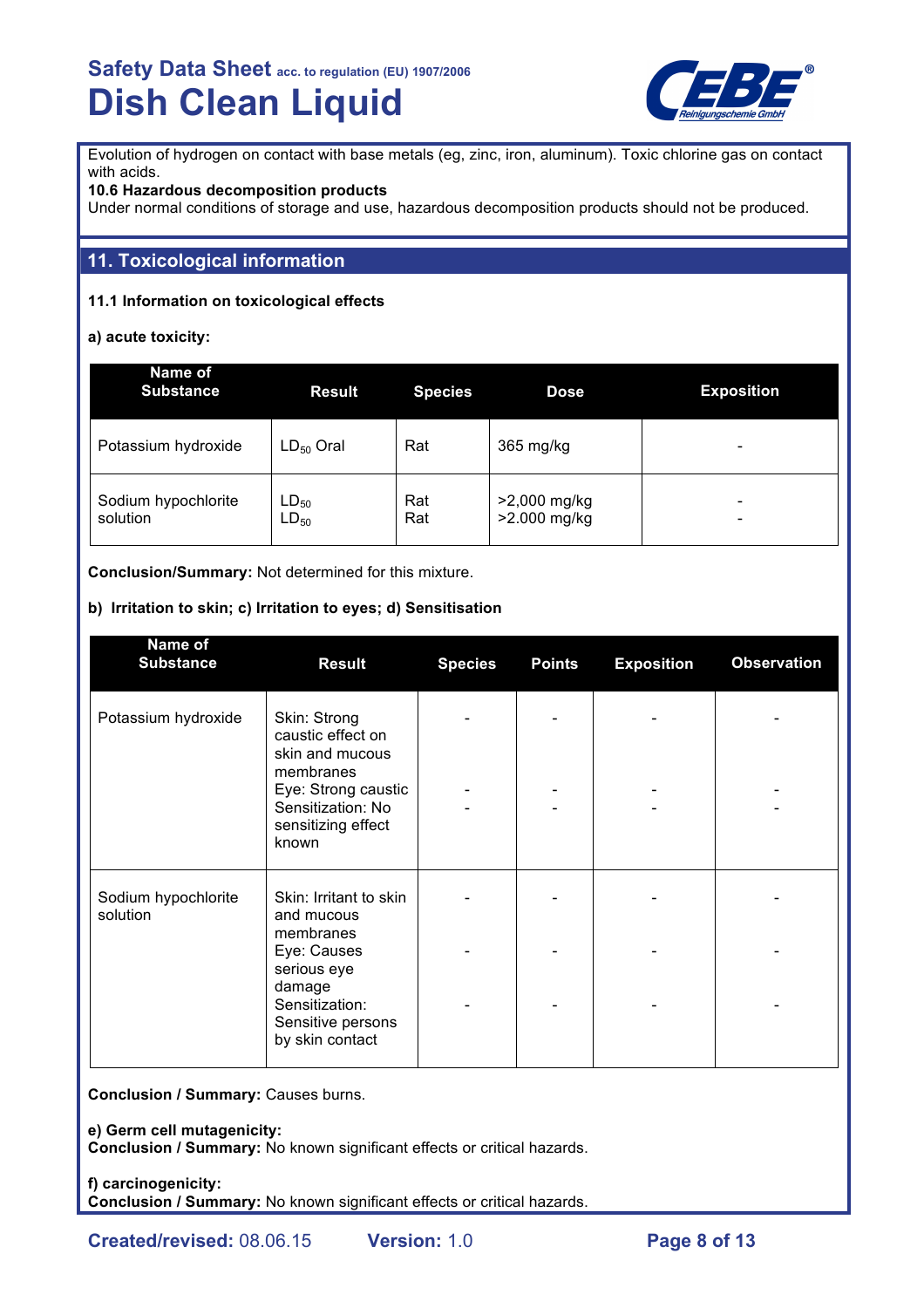Evolution of hydrogen on contact with base metals (eg, zinc, iron, aluminum). Toxic chlorine gas on contact with acids.

**10.6 Hazardous decomposition products**

Under normal conditions of storage and use, hazardous decomposition products should not be produced.

## 11. Toxicological information

**11.1 Information on toxicological effects**

**a) acute toxicity:**

| Name of Substance | Result | Species | Dose | Exposition |
|---|---|---|---|---|
| Potassium hydroxide | $LD_{50}$ Oral | Rat | 365 mg/kg | - |
| Sodium hypochlorite solution | $LD_{50}$<br>$LD_{50}$ | Rat<br>Rat | >2,000 mg/kg<br>>2.000 mg/kg | -<br>- |

**Conclusion/Summary:** Not determined for this mixture.

**b) Irritation to skin; c) Irritation to eyes; d) Sensitisation**

| Name of Substance | Result | Species | Points | Exposition | Observation |
|---|---|---|---|---|---|
| Potassium hydroxide | Skin: Strong caustic effect on skin and mucous membranes<br>Eye: Strong caustic<br>Sensitization: No sensitizing effect known | -<br>-<br>- | -<br>-<br>- | -<br>-<br>- | -<br>-<br>- |
| Sodium hypochlorite solution | Skin: Irritant to skin and mucous membranes<br>Eye: Causes serious eye damage<br>Sensitization: Sensitive persons by skin contact | -<br>-<br>- | -<br>-<br>- | -<br>-<br>- | -<br>-<br>- |

**Conclusion / Summary:** Causes burns.

**e) Germ cell mutagenicity:**
**Conclusion / Summary:** No known significant effects or critical hazards.

**f) carcinogenicity:**
**Conclusion / Summary:** No known significant effects or critical hazards.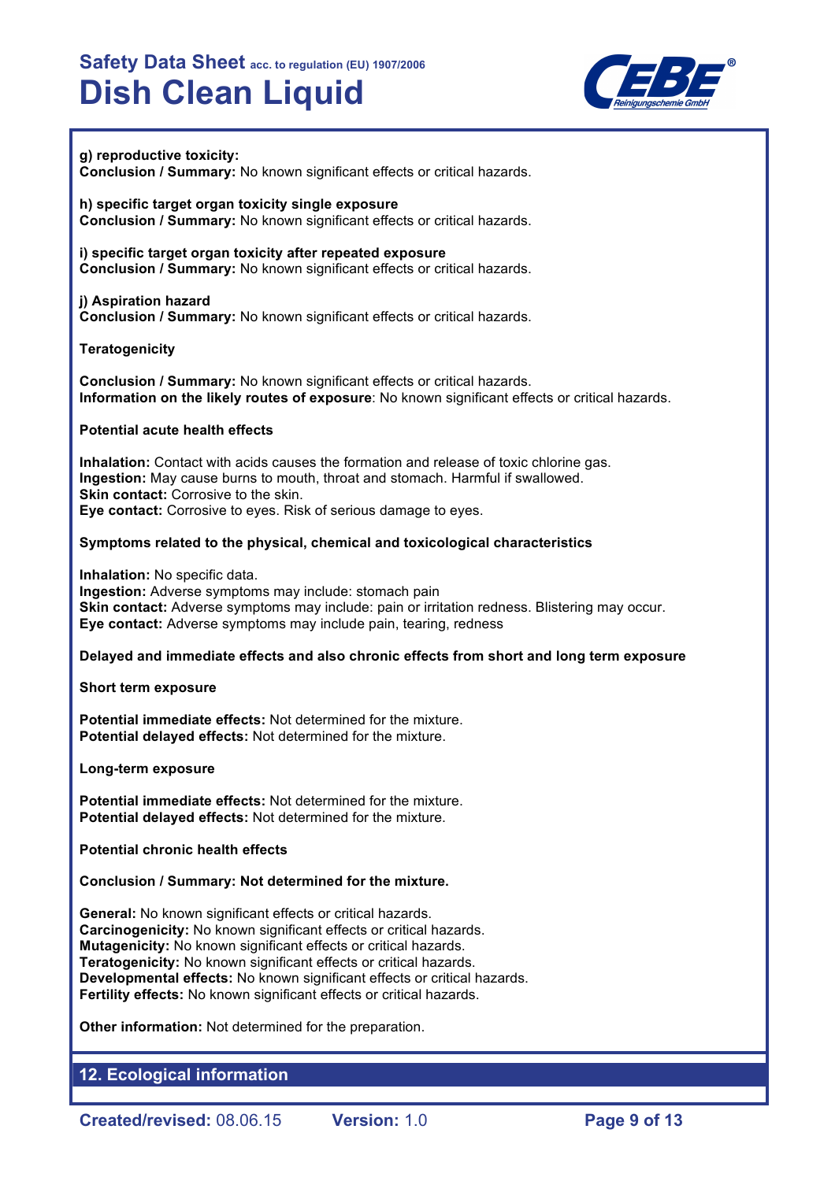**g) reproductive toxicity:**
**Conclusion / Summary:** No known significant effects or critical hazards.

**h) specific target organ toxicity single exposure**
**Conclusion / Summary:** No known significant effects or critical hazards.

**i) specific target organ toxicity after repeated exposure**
**Conclusion / Summary:** No known significant effects or critical hazards.

**j) Aspiration hazard**
**Conclusion / Summary:** No known significant effects or critical hazards.

**Teratogenicity**

**Conclusion / Summary:** No known significant effects or critical hazards.
**Information on the likely routes of exposure**: No known significant effects or critical hazards.

**Potential acute health effects**

**Inhalation:** Contact with acids causes the formation and release of toxic chlorine gas.
**Ingestion:** May cause burns to mouth, throat and stomach. Harmful if swallowed.
**Skin contact:** Corrosive to the skin.
**Eye contact:** Corrosive to eyes. Risk of serious damage to eyes.

**Symptoms related to the physical, chemical and toxicological characteristics**

**Inhalation:** No specific data.
**Ingestion:** Adverse symptoms may include: stomach pain
**Skin contact:** Adverse symptoms may include: pain or irritation redness. Blistering may occur.
**Eye contact:** Adverse symptoms may include pain, tearing, redness

**Delayed and immediate effects and also chronic effects from short and long term exposure**

**Short term exposure**

**Potential immediate effects:** Not determined for the mixture.
**Potential delayed effects:** Not determined for the mixture.

**Long-term exposure**

**Potential immediate effects:** Not determined for the mixture.
**Potential delayed effects:** Not determined for the mixture.

**Potential chronic health effects**

**Conclusion / Summary: Not determined for the mixture.**

**General:** No known significant effects or critical hazards.
**Carcinogenicity:** No known significant effects or critical hazards.
**Mutagenicity:** No known significant effects or critical hazards.
**Teratogenicity:** No known significant effects or critical hazards.
**Developmental effects:** No known significant effects or critical hazards.
**Fertility effects:** No known significant effects or critical hazards.

**Other information:** Not determined for the preparation.

## 12. Ecological information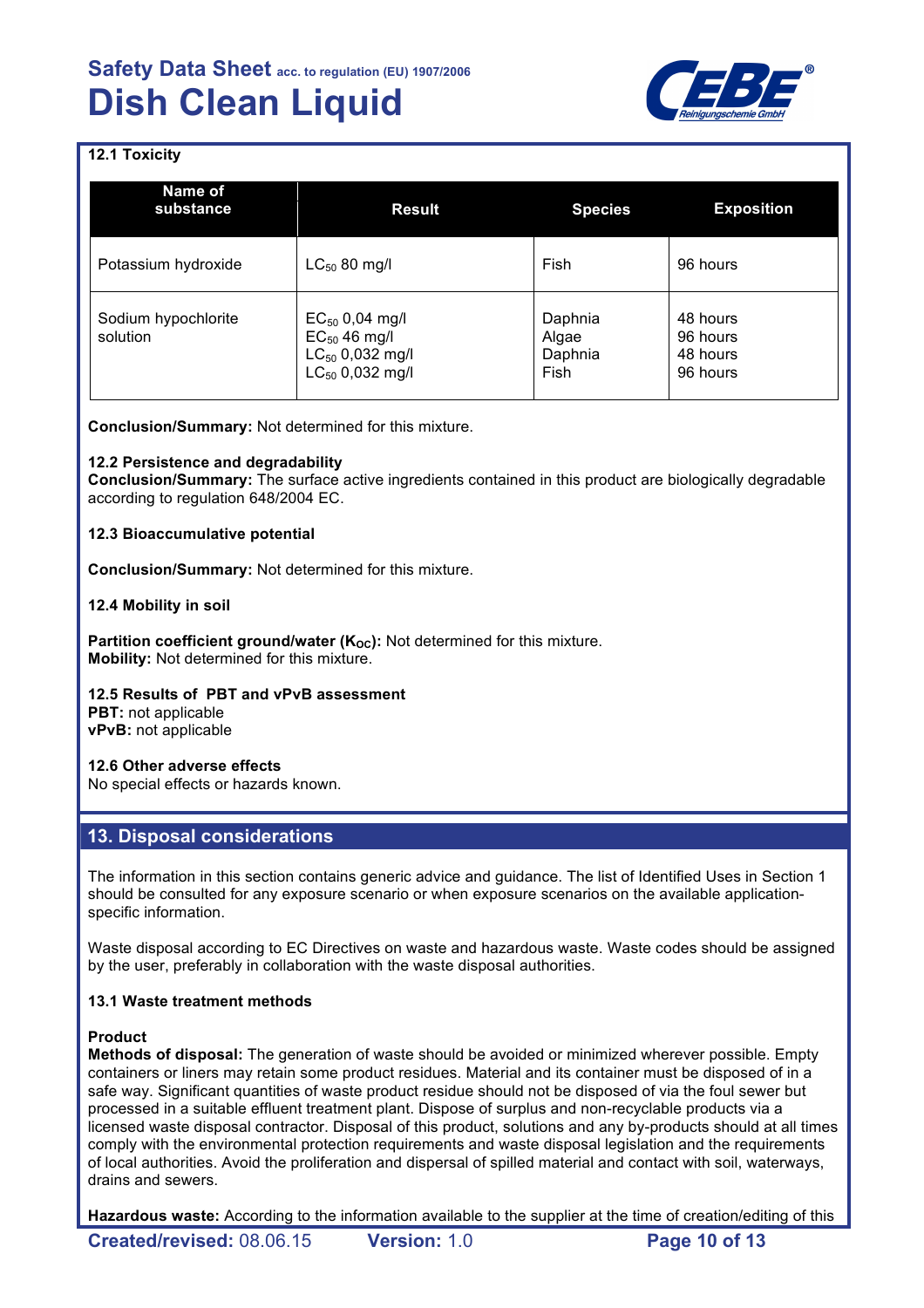### 12.1 Toxicity

| Name of substance | Result | Species | Exposition |
| --- | --- | --- | --- |
| Potassium hydroxide | $LC_{50}$ 80 mg/l | Fish | 96 hours |
| Sodium hypochlorite solution | $EC_{50}$ 0,04 mg/l<br>$EC_{50}$ 46 mg/l<br>$LC_{50}$ 0,032 mg/l<br>$LC_{50}$ 0,032 mg/l | Daphnia<br>Algae<br>Daphnia<br>Fish | 48 hours<br>96 hours<br>48 hours<br>96 hours |

**Conclusion/Summary:** Not determined for this mixture.

### 12.2 Persistence and degradability

**Conclusion/Summary:** The surface active ingredients contained in this product are biologically degradable according to regulation 648/2004 EC.

### 12.3 Bioaccumulative potential

**Conclusion/Summary:** Not determined for this mixture.

### 12.4 Mobility in soil

**Partition coefficient ground/water ($K_{OC}$):** Not determined for this mixture.
**Mobility:** Not determined for this mixture.

### 12.5 Results of PBT and vPvB assessment

**PBT:** not applicable
**vPvB:** not applicable

### 12.6 Other adverse effects

No special effects or hazards known.

## 13. Disposal considerations

The information in this section contains generic advice and guidance. The list of Identified Uses in Section 1 should be consulted for any exposure scenario or when exposure scenarios on the available application-specific information.

Waste disposal according to EC Directives on waste and hazardous waste. Waste codes should be assigned by the user, preferably in collaboration with the waste disposal authorities.

### 13.1 Waste treatment methods

**Product**

**Methods of disposal:** The generation of waste should be avoided or minimized wherever possible. Empty containers or liners may retain some product residues. Material and its container must be disposed of in a safe way. Significant quantities of waste product residue should not be disposed of via the foul sewer but processed in a suitable effluent treatment plant. Dispose of surplus and non-recyclable products via a licensed waste disposal contractor. Disposal of this product, solutions and any by-products should at all times comply with the environmental protection requirements and waste disposal legislation and the requirements of local authorities. Avoid the proliferation and dispersal of spilled material and contact with soil, waterways, drains and sewers.

**Hazardous waste:** According to the information available to the supplier at the time of creation/editing of this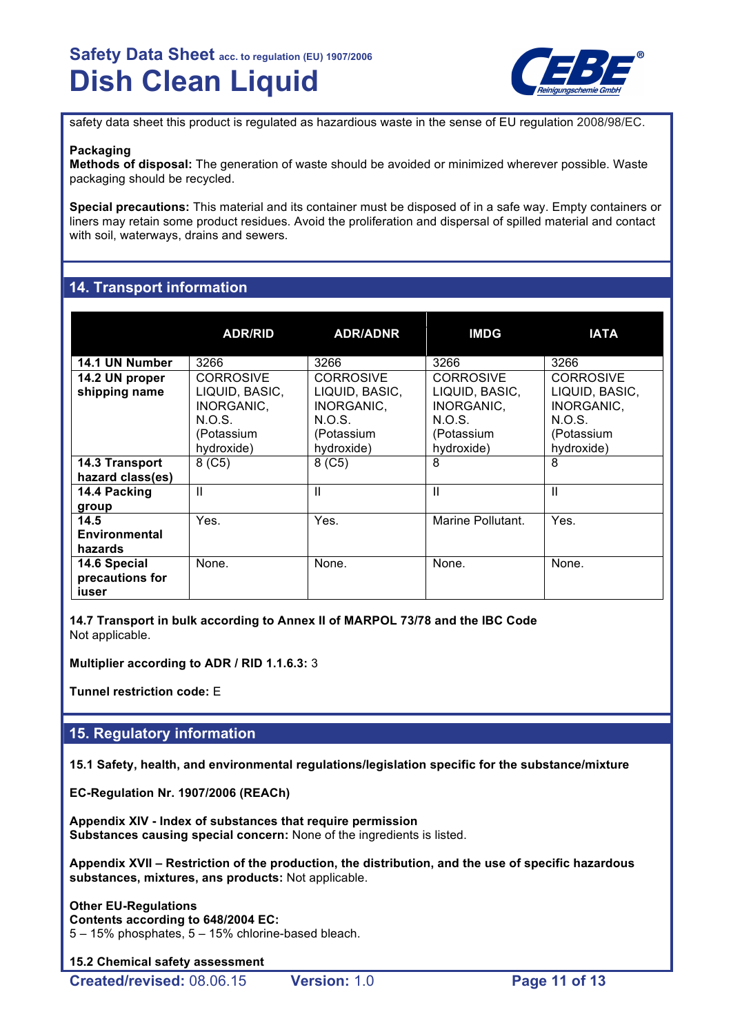safety data sheet this product is regulated as hazardious waste in the sense of EU regulation 2008/98/EC.

**Packaging**
**Methods of disposal:** The generation of waste should be avoided or minimized wherever possible. Waste packaging should be recycled.

**Special precautions:** This material and its container must be disposed of in a safe way. Empty containers or liners may retain some product residues. Avoid the proliferation and dispersal of spilled material and contact with soil, waterways, drains and sewers.

## 14. Transport information

| | ADR/RID | ADR/ADNR | IMDG | IATA |
|---|---|---|---|---|
| **14.1 UN Number** | 3266 | 3266 | 3266 | 3266 |
| **14.2 UN proper shipping name** | CORROSIVE LIQUID, BASIC, INORGANIC, N.O.S. (Potassium hydroxide) | CORROSIVE LIQUID, BASIC, INORGANIC, N.O.S. (Potassium hydroxide) | CORROSIVE LIQUID, BASIC, INORGANIC, N.O.S. (Potassium hydroxide) | CORROSIVE LIQUID, BASIC, INORGANIC, N.O.S. (Potassium hydroxide) |
| **14.3 Transport hazard class(es)** | 8 (C5) | 8 (C5) | 8 | 8 |
| **14.4 Packing group** | II | II | II | II |
| **14.5 Environmental hazards** | Yes. | Yes. | Marine Pollutant. | Yes. |
| **14.6 Special precautions for iuser** | None. | None. | None. | None. |

**14.7 Transport in bulk according to Annex II of MARPOL 73/78 and the IBC Code**
Not applicable.

**Multiplier according to ADR / RID 1.1.6.3:** 3

**Tunnel restriction code:** E

## 15. Regulatory information

**15.1 Safety, health, and environmental regulations/legislation specific for the substance/mixture**

**EC-Regulation Nr. 1907/2006 (REACh)**

**Appendix XIV - Index of substances that require permission**
**Substances causing special concern:** None of the ingredients is listed.

**Appendix XVII – Restriction of the production, the distribution, and the use of specific hazardous substances, mixtures, ans products:** Not applicable.

**Other EU-Regulations**
**Contents according to 648/2004 EC:**
5 – 15% phosphates, 5 – 15% chlorine-based bleach.

**15.2 Chemical safety assessment**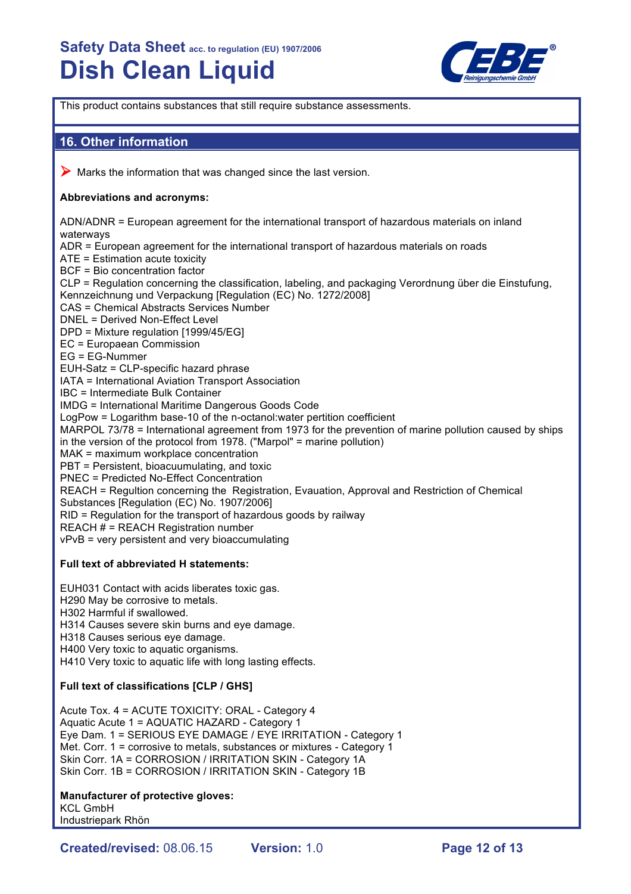This product contains substances that still require substance assessments.

## 16. Other information

➤ Marks the information that was changed since the last version.

**Abbreviations and acronyms:**

ADN/ADNR = European agreement for the international transport of hazardous materials on inland waterways
ADR = European agreement for the international transport of hazardous materials on roads
ATE = Estimation acute toxicity
BCF = Bio concentration factor
CLP = Regulation concerning the classification, labeling, and packaging Verordnung über die Einstufung, Kennzeichnung und Verpackung [Regulation (EC) No. 1272/2008]
CAS = Chemical Abstracts Services Number
DNEL = Derived Non-Effect Level
DPD = Mixture regulation [1999/45/EG]
EC = Europaean Commission
EG = EG-Nummer
EUH-Satz = CLP-specific hazard phrase
IATA = International Aviation Transport Association
IBC = Intermediate Bulk Container
IMDG = International Maritime Dangerous Goods Code
LogPow = Logarithm base-10 of the n-octanol:water pertition coefficient
MARPOL 73/78 = International agreement from 1973 for the prevention of marine pollution caused by ships in the version of the protocol from 1978. ("Marpol" = marine pollution)
MAK = maximum workplace concentration
PBT = Persistent, bioacuumulating, and toxic
PNEC = Predicted No-Effect Concentration
REACH = Regultion concerning the Registration, Evauation, Approval and Restriction of Chemical Substances [Regulation (EC) No. 1907/2006]
RID = Regulation for the transport of hazardous goods by railway
REACH # = REACH Registration number
vPvB = very persistent and very bioaccumulating

**Full text of abbreviated H statements:**

EUH031 Contact with acids liberates toxic gas.
H290 May be corrosive to metals.
H302 Harmful if swallowed.
H314 Causes severe skin burns and eye damage.
H318 Causes serious eye damage.
H400 Very toxic to aquatic organisms.
H410 Very toxic to aquatic life with long lasting effects.

**Full text of classifications [CLP / GHS]**

Acute Tox. 4 = ACUTE TOXICITY: ORAL - Category 4
Aquatic Acute 1 = AQUATIC HAZARD - Category 1
Eye Dam. 1 = SERIOUS EYE DAMAGE / EYE IRRITATION - Category 1
Met. Corr. 1 = corrosive to metals, substances or mixtures - Category 1
Skin Corr. 1A = CORROSION / IRRITATION SKIN - Category 1A
Skin Corr. 1B = CORROSION / IRRITATION SKIN - Category 1B

**Manufacturer of protective gloves:**
KCL GmbH
Industriepark Rhön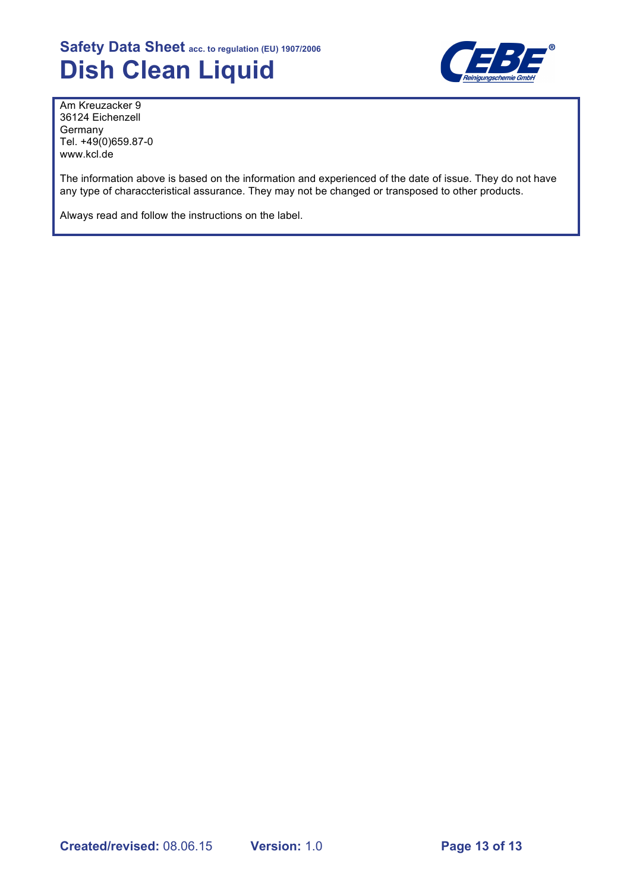Am Kreuzacker 9
36124 Eichenzell
Germany
Tel. +49(0)659.87-0
www.kcl.de

The information above is based on the information and experienced of the date of issue. They do not have any type of characcteristical assurance. They may not be changed or transposed to other products.

Always read and follow the instructions on the label.